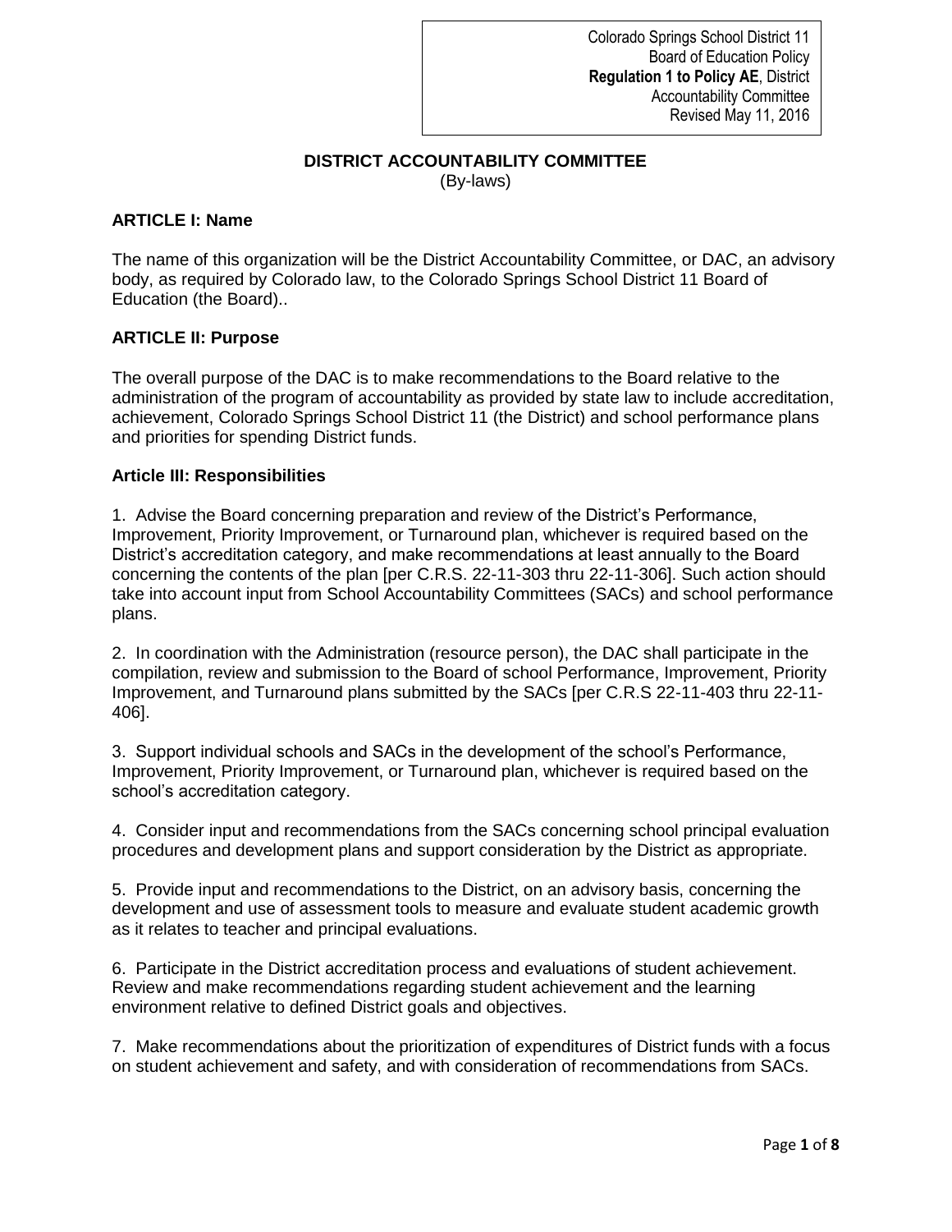Colorado Springs School District 11
Board of Education Policy
**Regulation 1 to Policy AE**, District
Accountability Committee
Revised May 11, 2016

# DISTRICT ACCOUNTABILITY COMMITTEE

(By-laws)

## ARTICLE I: Name

The name of this organization will be the District Accountability Committee, or DAC, an advisory body, as required by Colorado law, to the Colorado Springs School District 11 Board of Education (the Board)..

## ARTICLE II: Purpose

The overall purpose of the DAC is to make recommendations to the Board relative to the administration of the program of accountability as provided by state law to include accreditation, achievement, Colorado Springs School District 11 (the District) and school performance plans and priorities for spending District funds.

## Article III: Responsibilities

1. Advise the Board concerning preparation and review of the District's Performance, Improvement, Priority Improvement, or Turnaround plan, whichever is required based on the District's accreditation category, and make recommendations at least annually to the Board concerning the contents of the plan [per C.R.S. 22-11-303 thru 22-11-306]. Such action should take into account input from School Accountability Committees (SACs) and school performance plans.

2. In coordination with the Administration (resource person), the DAC shall participate in the compilation, review and submission to the Board of school Performance, Improvement, Priority Improvement, and Turnaround plans submitted by the SACs [per C.R.S 22-11-403 thru 22-11-406].

3. Support individual schools and SACs in the development of the school's Performance, Improvement, Priority Improvement, or Turnaround plan, whichever is required based on the school's accreditation category.

4. Consider input and recommendations from the SACs concerning school principal evaluation procedures and development plans and support consideration by the District as appropriate.

5. Provide input and recommendations to the District, on an advisory basis, concerning the development and use of assessment tools to measure and evaluate student academic growth as it relates to teacher and principal evaluations.

6. Participate in the District accreditation process and evaluations of student achievement. Review and make recommendations regarding student achievement and the learning environment relative to defined District goals and objectives.

7. Make recommendations about the prioritization of expenditures of District funds with a focus on student achievement and safety, and with consideration of recommendations from SACs.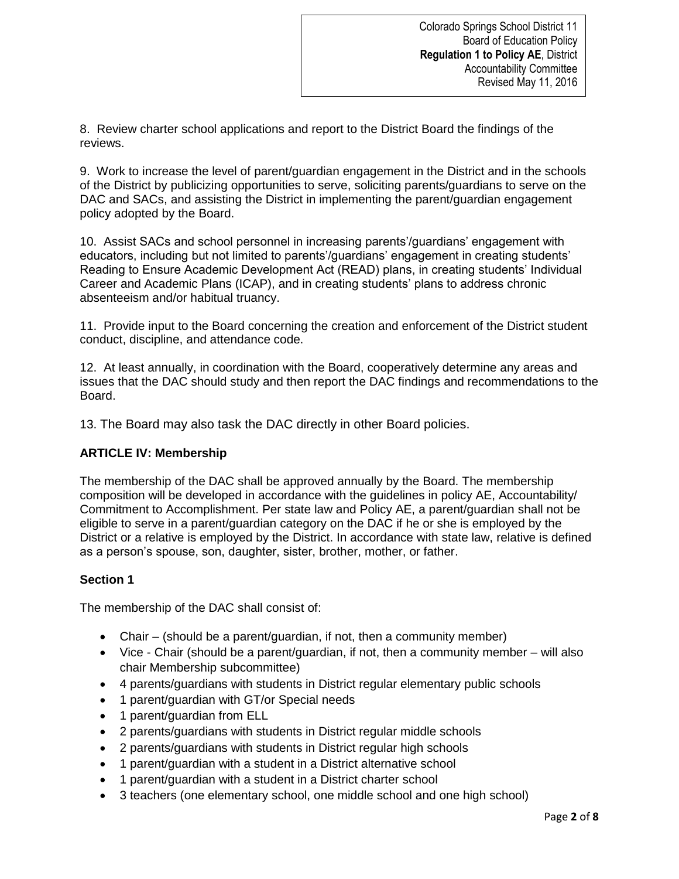8. Review charter school applications and report to the District Board the findings of the reviews.

9. Work to increase the level of parent/guardian engagement in the District and in the schools of the District by publicizing opportunities to serve, soliciting parents/guardians to serve on the DAC and SACs, and assisting the District in implementing the parent/guardian engagement policy adopted by the Board.

10. Assist SACs and school personnel in increasing parents'/guardians' engagement with educators, including but not limited to parents'/guardians' engagement in creating students' Reading to Ensure Academic Development Act (READ) plans, in creating students' Individual Career and Academic Plans (ICAP), and in creating students' plans to address chronic absenteeism and/or habitual truancy.

11. Provide input to the Board concerning the creation and enforcement of the District student conduct, discipline, and attendance code.

12. At least annually, in coordination with the Board, cooperatively determine any areas and issues that the DAC should study and then report the DAC findings and recommendations to the Board.

13. The Board may also task the DAC directly in other Board policies.

## ARTICLE IV: Membership

The membership of the DAC shall be approved annually by the Board. The membership composition will be developed in accordance with the guidelines in policy AE, Accountability/ Commitment to Accomplishment. Per state law and Policy AE, a parent/guardian shall not be eligible to serve in a parent/guardian category on the DAC if he or she is employed by the District or a relative is employed by the District. In accordance with state law, relative is defined as a person's spouse, son, daughter, sister, brother, mother, or father.

### Section 1

The membership of the DAC shall consist of:

- Chair – (should be a parent/guardian, if not, then a community member)
- Vice - Chair (should be a parent/guardian, if not, then a community member – will also chair Membership subcommittee)
- 4 parents/guardians with students in District regular elementary public schools
- 1 parent/guardian with GT/or Special needs
- 1 parent/guardian from ELL
- 2 parents/guardians with students in District regular middle schools
- 2 parents/guardians with students in District regular high schools
- 1 parent/guardian with a student in a District alternative school
- 1 parent/guardian with a student in a District charter school
- 3 teachers (one elementary school, one middle school and one high school)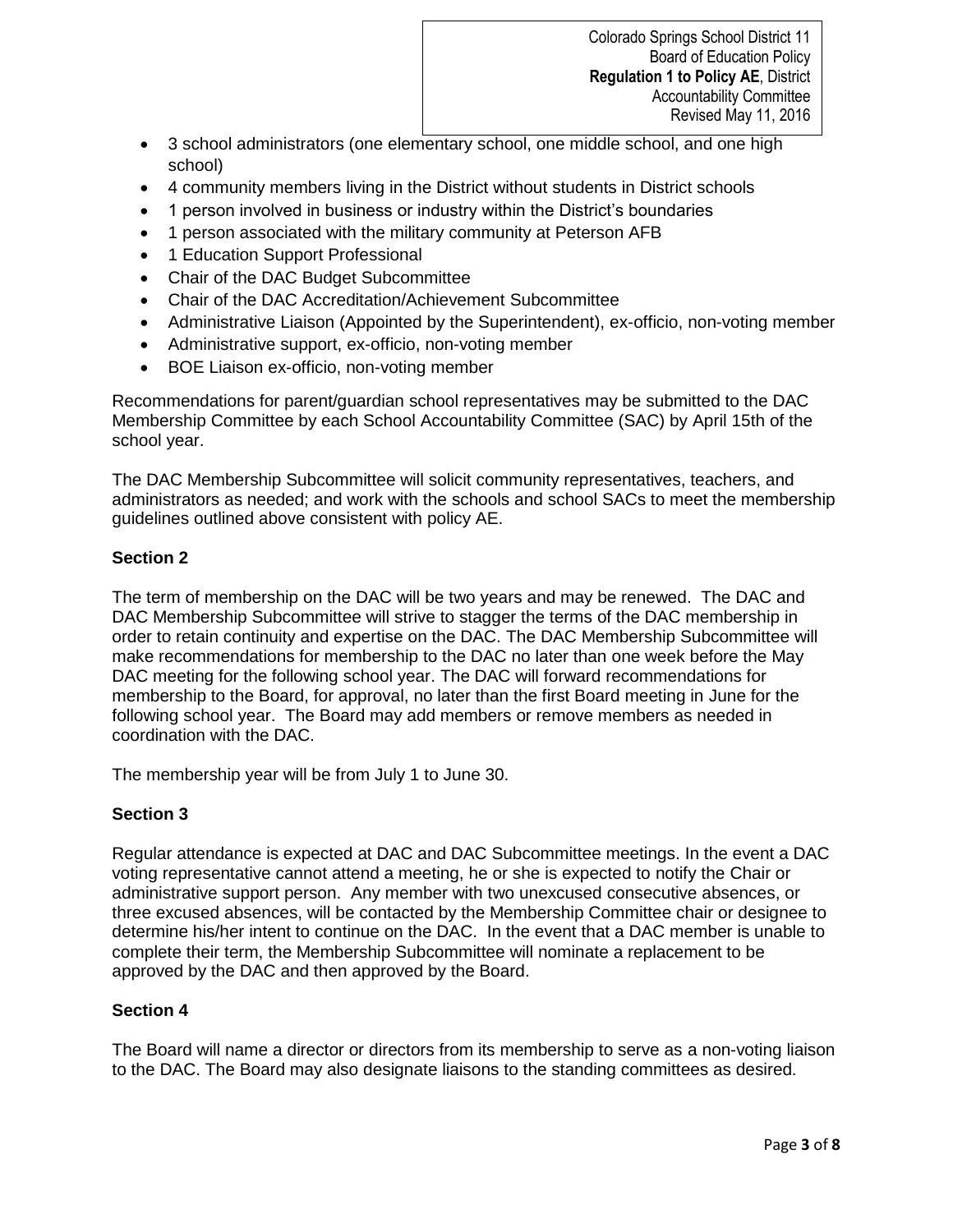- 3 school administrators (one elementary school, one middle school, and one high school)
- 4 community members living in the District without students in District schools
- 1 person involved in business or industry within the District's boundaries
- 1 person associated with the military community at Peterson AFB
- 1 Education Support Professional
- Chair of the DAC Budget Subcommittee
- Chair of the DAC Accreditation/Achievement Subcommittee
- Administrative Liaison (Appointed by the Superintendent), ex-officio, non-voting member
- Administrative support, ex-officio, non-voting member
- BOE Liaison ex-officio, non-voting member

Recommendations for parent/guardian school representatives may be submitted to the DAC Membership Committee by each School Accountability Committee (SAC) by April 15th of the school year.

The DAC Membership Subcommittee will solicit community representatives, teachers, and administrators as needed; and work with the schools and school SACs to meet the membership guidelines outlined above consistent with policy AE.

**Section 2**

The term of membership on the DAC will be two years and may be renewed. The DAC and DAC Membership Subcommittee will strive to stagger the terms of the DAC membership in order to retain continuity and expertise on the DAC. The DAC Membership Subcommittee will make recommendations for membership to the DAC no later than one week before the May DAC meeting for the following school year. The DAC will forward recommendations for membership to the Board, for approval, no later than the first Board meeting in June for the following school year. The Board may add members or remove members as needed in coordination with the DAC.

The membership year will be from July 1 to June 30.

**Section 3**

Regular attendance is expected at DAC and DAC Subcommittee meetings. In the event a DAC voting representative cannot attend a meeting, he or she is expected to notify the Chair or administrative support person. Any member with two unexcused consecutive absences, or three excused absences, will be contacted by the Membership Committee chair or designee to determine his/her intent to continue on the DAC. In the event that a DAC member is unable to complete their term, the Membership Subcommittee will nominate a replacement to be approved by the DAC and then approved by the Board.

**Section 4**

The Board will name a director or directors from its membership to serve as a non-voting liaison to the DAC. The Board may also designate liaisons to the standing committees as desired.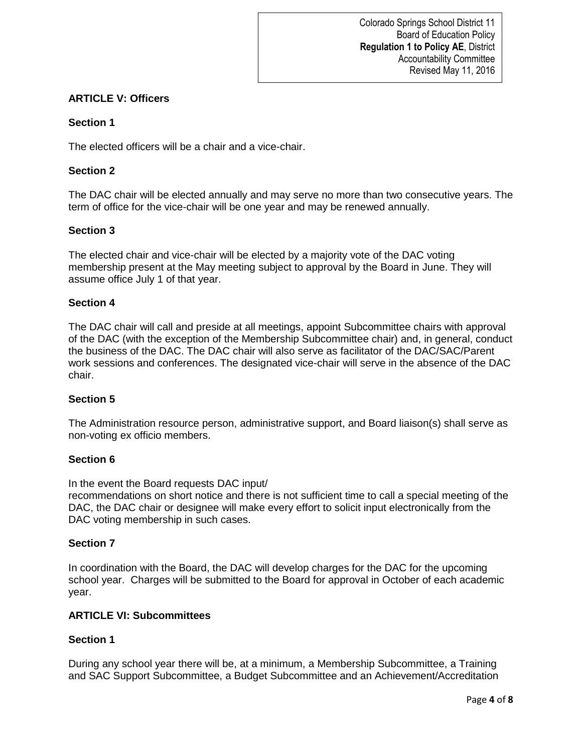## ARTICLE V: Officers

### Section 1

The elected officers will be a chair and a vice-chair.

### Section 2

The DAC chair will be elected annually and may serve no more than two consecutive years. The term of office for the vice-chair will be one year and may be renewed annually.

### Section 3

The elected chair and vice-chair will be elected by a majority vote of the DAC voting membership present at the May meeting subject to approval by the Board in June. They will assume office July 1 of that year.

### Section 4

The DAC chair will call and preside at all meetings, appoint Subcommittee chairs with approval of the DAC (with the exception of the Membership Subcommittee chair) and, in general, conduct the business of the DAC. The DAC chair will also serve as facilitator of the DAC/SAC/Parent work sessions and conferences. The designated vice-chair will serve in the absence of the DAC chair.

### Section 5

The Administration resource person, administrative support, and Board liaison(s) shall serve as non-voting ex officio members.

### Section 6

In the event the Board requests DAC input/
recommendations on short notice and there is not sufficient time to call a special meeting of the DAC, the DAC chair or designee will make every effort to solicit input electronically from the DAC voting membership in such cases.

### Section 7

In coordination with the Board, the DAC will develop charges for the DAC for the upcoming school year. Charges will be submitted to the Board for approval in October of each academic year.

## ARTICLE VI: Subcommittees

### Section 1

During any school year there will be, at a minimum, a Membership Subcommittee, a Training and SAC Support Subcommittee, a Budget Subcommittee and an Achievement/Accreditation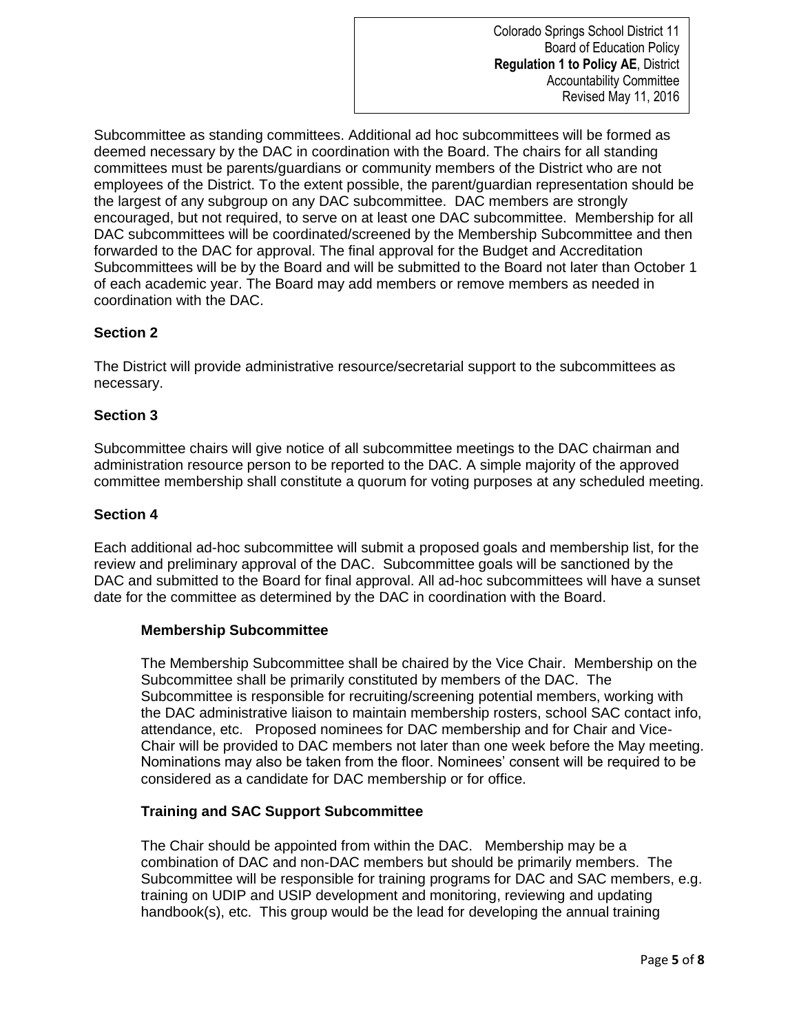Subcommittee as standing committees. Additional ad hoc subcommittees will be formed as deemed necessary by the DAC in coordination with the Board. The chairs for all standing committees must be parents/guardians or community members of the District who are not employees of the District. To the extent possible, the parent/guardian representation should be the largest of any subgroup on any DAC subcommittee. DAC members are strongly encouraged, but not required, to serve on at least one DAC subcommittee. Membership for all DAC subcommittees will be coordinated/screened by the Membership Subcommittee and then forwarded to the DAC for approval. The final approval for the Budget and Accreditation Subcommittees will be by the Board and will be submitted to the Board not later than October 1 of each academic year. The Board may add members or remove members as needed in coordination with the DAC.

### Section 2

The District will provide administrative resource/secretarial support to the subcommittees as necessary.

### Section 3

Subcommittee chairs will give notice of all subcommittee meetings to the DAC chairman and administration resource person to be reported to the DAC. A simple majority of the approved committee membership shall constitute a quorum for voting purposes at any scheduled meeting.

### Section 4

Each additional ad-hoc subcommittee will submit a proposed goals and membership list, for the review and preliminary approval of the DAC. Subcommittee goals will be sanctioned by the DAC and submitted to the Board for final approval. All ad-hoc subcommittees will have a sunset date for the committee as determined by the DAC in coordination with the Board.

#### Membership Subcommittee

The Membership Subcommittee shall be chaired by the Vice Chair. Membership on the Subcommittee shall be primarily constituted by members of the DAC. The Subcommittee is responsible for recruiting/screening potential members, working with the DAC administrative liaison to maintain membership rosters, school SAC contact info, attendance, etc. Proposed nominees for DAC membership and for Chair and Vice-Chair will be provided to DAC members not later than one week before the May meeting. Nominations may also be taken from the floor. Nominees' consent will be required to be considered as a candidate for DAC membership or for office.

#### Training and SAC Support Subcommittee

The Chair should be appointed from within the DAC. Membership may be a combination of DAC and non-DAC members but should be primarily members. The Subcommittee will be responsible for training programs for DAC and SAC members, e.g. training on UDIP and USIP development and monitoring, reviewing and updating handbook(s), etc. This group would be the lead for developing the annual training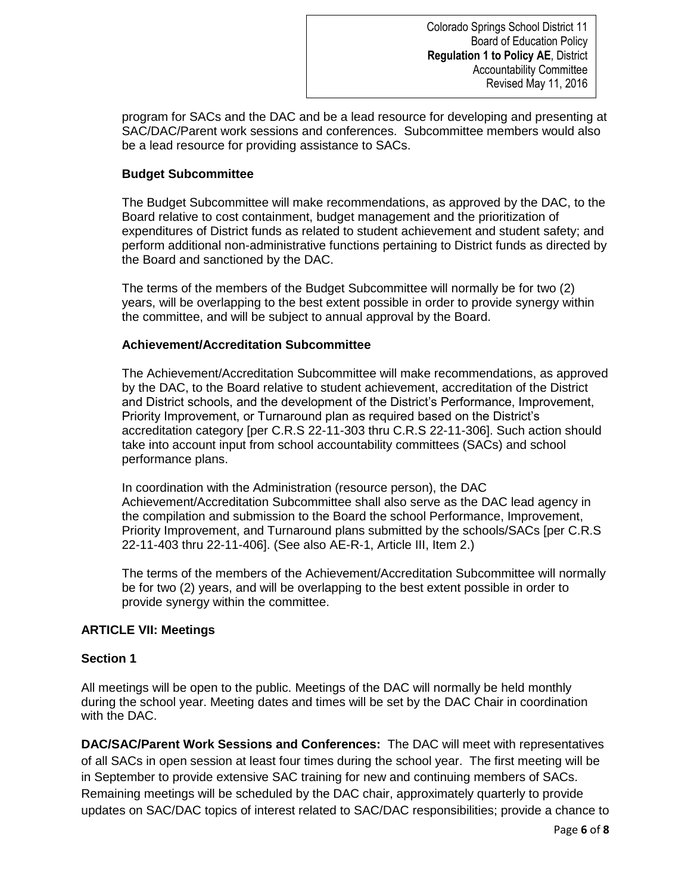program for SACs and the DAC and be a lead resource for developing and presenting at SAC/DAC/Parent work sessions and conferences. Subcommittee members would also be a lead resource for providing assistance to SACs.

**Budget Subcommittee**

The Budget Subcommittee will make recommendations, as approved by the DAC, to the Board relative to cost containment, budget management and the prioritization of expenditures of District funds as related to student achievement and student safety; and perform additional non-administrative functions pertaining to District funds as directed by the Board and sanctioned by the DAC.

The terms of the members of the Budget Subcommittee will normally be for two (2) years, will be overlapping to the best extent possible in order to provide synergy within the committee, and will be subject to annual approval by the Board.

**Achievement/Accreditation Subcommittee**

The Achievement/Accreditation Subcommittee will make recommendations, as approved by the DAC, to the Board relative to student achievement, accreditation of the District and District schools, and the development of the District's Performance, Improvement, Priority Improvement, or Turnaround plan as required based on the District's accreditation category [per C.R.S 22-11-303 thru C.R.S 22-11-306]. Such action should take into account input from school accountability committees (SACs) and school performance plans.

In coordination with the Administration (resource person), the DAC Achievement/Accreditation Subcommittee shall also serve as the DAC lead agency in the compilation and submission to the Board the school Performance, Improvement, Priority Improvement, and Turnaround plans submitted by the schools/SACs [per C.R.S 22-11-403 thru 22-11-406]. (See also AE-R-1, Article III, Item 2.)

The terms of the members of the Achievement/Accreditation Subcommittee will normally be for two (2) years, and will be overlapping to the best extent possible in order to provide synergy within the committee.

## ARTICLE VII: Meetings

### Section 1

All meetings will be open to the public. Meetings of the DAC will normally be held monthly during the school year. Meeting dates and times will be set by the DAC Chair in coordination with the DAC.

**DAC/SAC/Parent Work Sessions and Conferences:** The DAC will meet with representatives of all SACs in open session at least four times during the school year. The first meeting will be in September to provide extensive SAC training for new and continuing members of SACs. Remaining meetings will be scheduled by the DAC chair, approximately quarterly to provide updates on SAC/DAC topics of interest related to SAC/DAC responsibilities; provide a chance to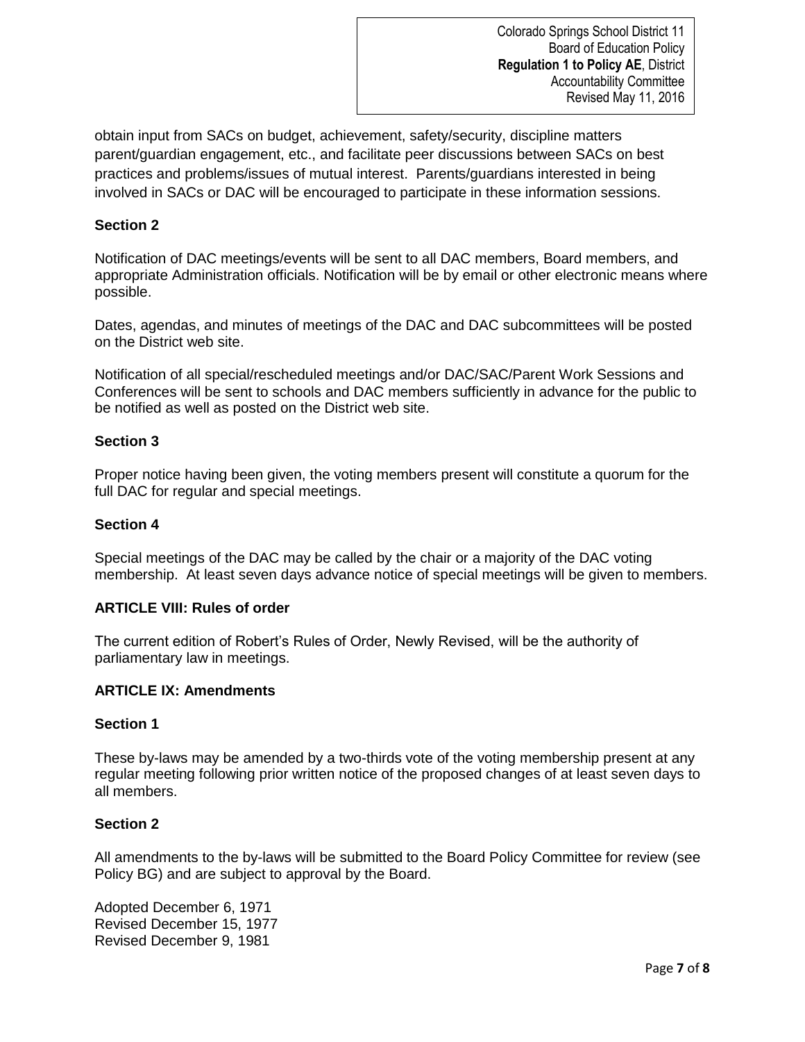obtain input from SACs on budget, achievement, safety/security, discipline matters parent/guardian engagement, etc., and facilitate peer discussions between SACs on best practices and problems/issues of mutual interest. Parents/guardians interested in being involved in SACs or DAC will be encouraged to participate in these information sessions.

### Section 2

Notification of DAC meetings/events will be sent to all DAC members, Board members, and appropriate Administration officials. Notification will be by email or other electronic means where possible.

Dates, agendas, and minutes of meetings of the DAC and DAC subcommittees will be posted on the District web site.

Notification of all special/rescheduled meetings and/or DAC/SAC/Parent Work Sessions and Conferences will be sent to schools and DAC members sufficiently in advance for the public to be notified as well as posted on the District web site.

### Section 3

Proper notice having been given, the voting members present will constitute a quorum for the full DAC for regular and special meetings.

### Section 4

Special meetings of the DAC may be called by the chair or a majority of the DAC voting membership. At least seven days advance notice of special meetings will be given to members.

## ARTICLE VIII: Rules of order

The current edition of Robert's Rules of Order, Newly Revised, will be the authority of parliamentary law in meetings.

## ARTICLE IX: Amendments

### Section 1

These by-laws may be amended by a two-thirds vote of the voting membership present at any regular meeting following prior written notice of the proposed changes of at least seven days to all members.

### Section 2

All amendments to the by-laws will be submitted to the Board Policy Committee for review (see Policy BG) and are subject to approval by the Board.

Adopted December 6, 1971
Revised December 15, 1977
Revised December 9, 1981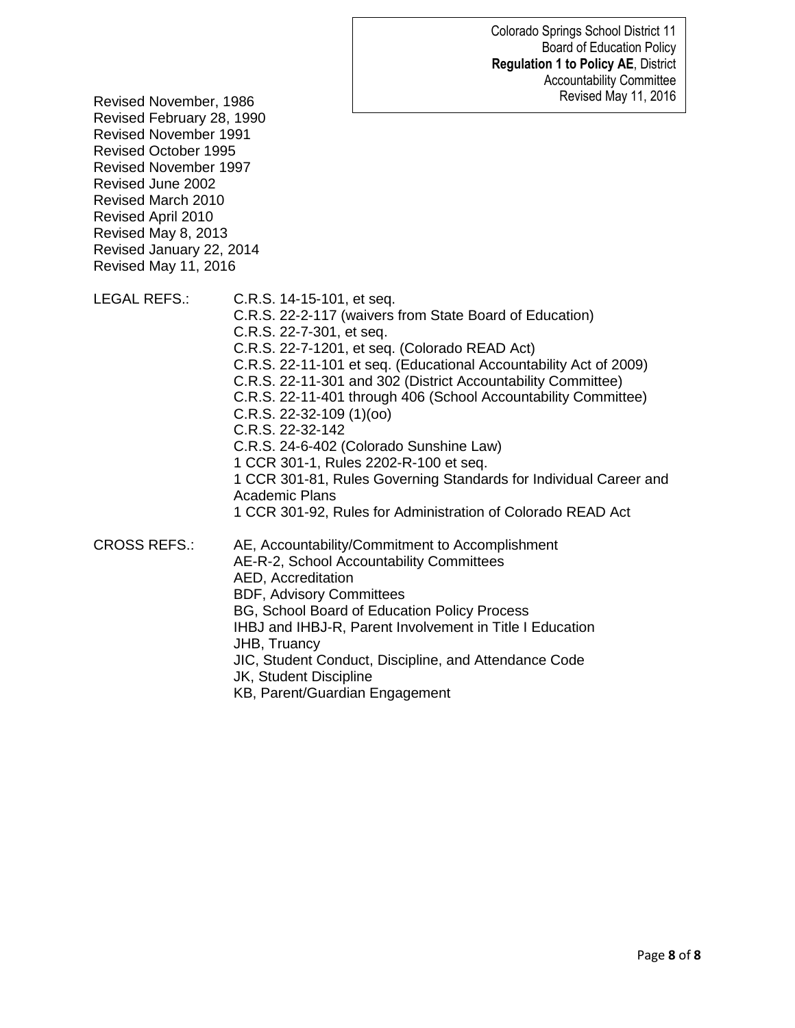Colorado Springs School District 11
Board of Education Policy
**Regulation 1 to Policy AE**, District Accountability Committee
Revised May 11, 2016

Revised November, 1986
Revised February 28, 1990
Revised November 1991
Revised October 1995
Revised November 1997
Revised June 2002
Revised March 2010
Revised April 2010
Revised May 8, 2013
Revised January 22, 2014
Revised May 11, 2016

LEGAL REFS.:

C.R.S. 14-15-101, et seq.
C.R.S. 22-2-117 (waivers from State Board of Education)
C.R.S. 22-7-301, et seq.
C.R.S. 22-7-1201, et seq. (Colorado READ Act)
C.R.S. 22-11-101 et seq. (Educational Accountability Act of 2009)
C.R.S. 22-11-301 and 302 (District Accountability Committee)
C.R.S. 22-11-401 through 406 (School Accountability Committee)
C.R.S. 22-32-109 (1)(oo)
C.R.S. 22-32-142
C.R.S. 24-6-402 (Colorado Sunshine Law)
1 CCR 301-1, Rules 2202-R-100 et seq.
1 CCR 301-81, Rules Governing Standards for Individual Career and Academic Plans
1 CCR 301-92, Rules for Administration of Colorado READ Act

CROSS REFS.:

AE, Accountability/Commitment to Accomplishment
AE-R-2, School Accountability Committees
AED, Accreditation
BDF, Advisory Committees
BG, School Board of Education Policy Process
IHBJ and IHBJ-R, Parent Involvement in Title I Education
JHB, Truancy
JIC, Student Conduct, Discipline, and Attendance Code
JK, Student Discipline
KB, Parent/Guardian Engagement